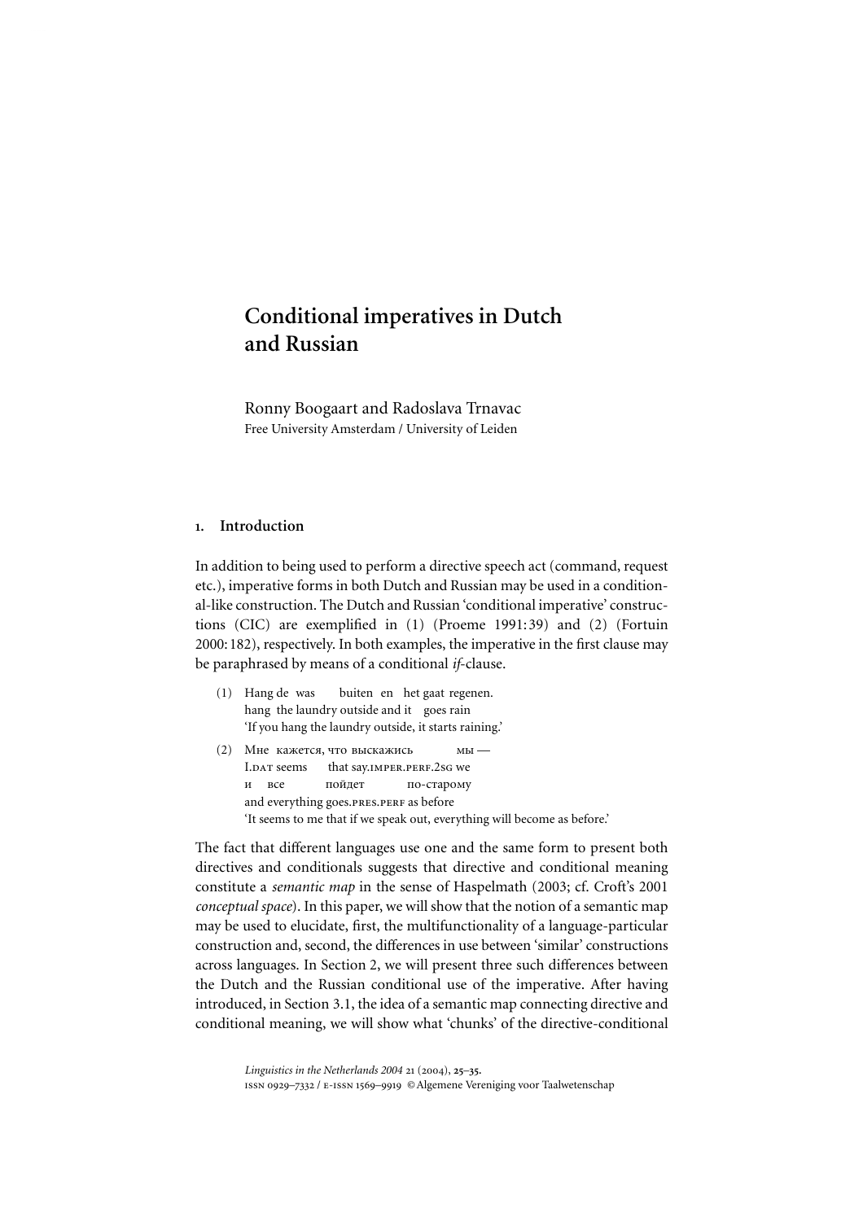# Conditional imperatives in Dutch and Russian

Ronny Boogaart and Radoslava Trnavac
Free University Amsterdam / University of Leiden

## 1. Introduction

In addition to being used to perform a directive speech act (command, request etc.), imperative forms in both Dutch and Russian may be used in a conditional-like construction. The Dutch and Russian 'conditional imperative' constructions (CIC) are exemplified in (1) (Proeme 1991: 39) and (2) (Fortuin 2000: 182), respectively. In both examples, the imperative in the first clause may be paraphrased by means of a conditional *if*-clause.

(1) Hang de was buiten en het gaat regenen.
hang the laundry outside and it goes rain
'If you hang the laundry outside, it starts raining.'

(2) Мне кажется, что выскажись мы —
I.DAT seems that say.IMPER.PERF.2SG we
и все пойдет по-старому
and everything goes.PRES.PERF as before
'It seems to me that if we speak out, everything will become as before.'

The fact that different languages use one and the same form to present both directives and conditionals suggests that directive and conditional meaning constitute a *semantic map* in the sense of Haspelmath (2003; cf. Croft's 2001 *conceptual space*). In this paper, we will show that the notion of a semantic map may be used to elucidate, first, the multifunctionality of a language-particular construction and, second, the differences in use between 'similar' constructions across languages. In Section 2, we will present three such differences between the Dutch and the Russian conditional use of the imperative. After having introduced, in Section 3.1, the idea of a semantic map connecting directive and conditional meaning, we will show what 'chunks' of the directive-conditional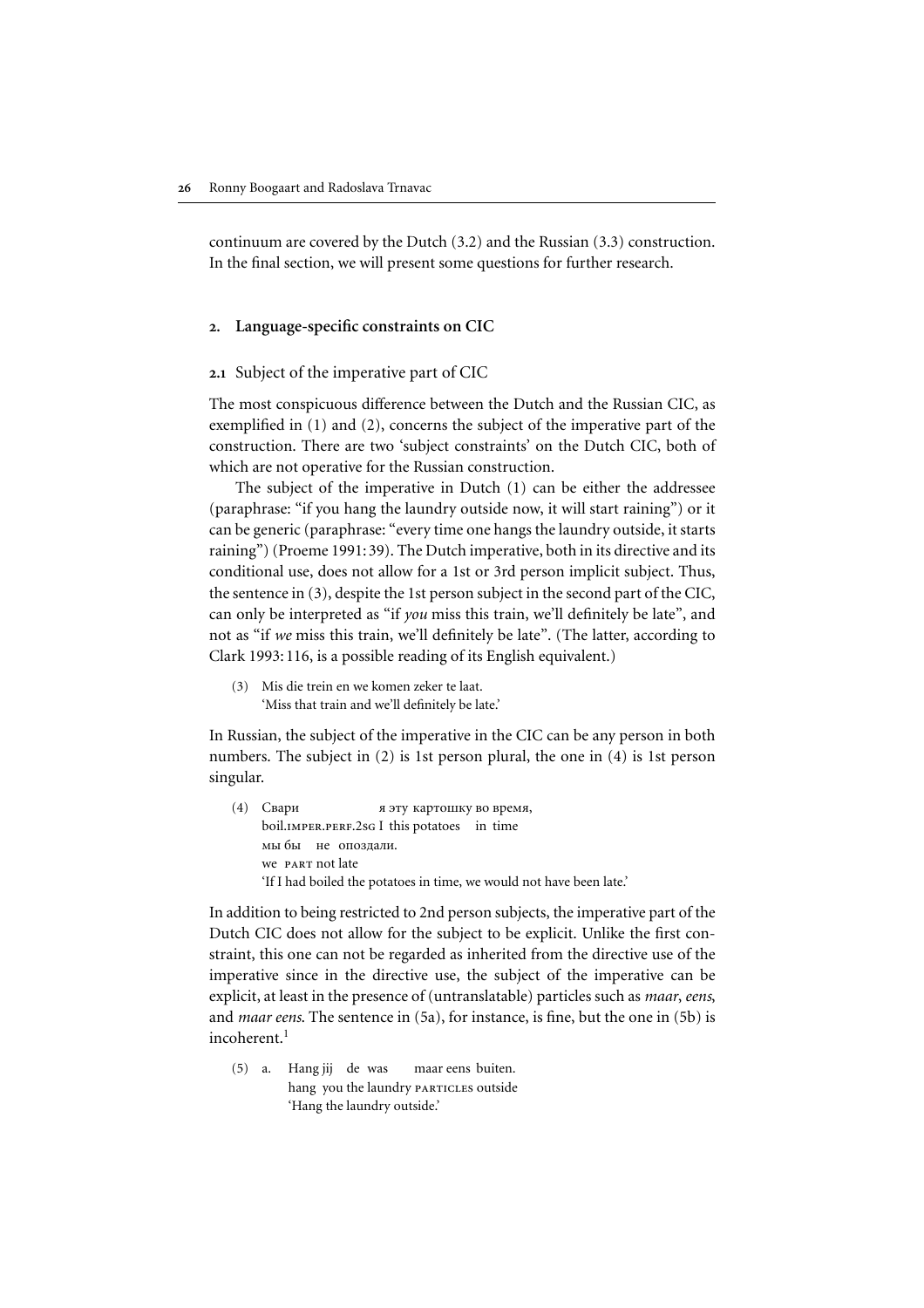continuum are covered by the Dutch (3.2) and the Russian (3.3) construction. In the final section, we will present some questions for further research.

## 2. Language-specific constraints on CIC

### 2.1 Subject of the imperative part of CIC

The most conspicuous difference between the Dutch and the Russian CIC, as exemplified in (1) and (2), concerns the subject of the imperative part of the construction. There are two 'subject constraints' on the Dutch CIC, both of which are not operative for the Russian construction.

The subject of the imperative in Dutch (1) can be either the addressee (paraphrase: "if you hang the laundry outside now, it will start raining") or it can be generic (paraphrase: "every time one hangs the laundry outside, it starts raining") (Proeme 1991: 39). The Dutch imperative, both in its directive and its conditional use, does not allow for a 1st or 3rd person implicit subject. Thus, the sentence in (3), despite the 1st person subject in the second part of the CIC, can only be interpreted as "if *you* miss this train, we'll definitely be late", and not as "if *we* miss this train, we'll definitely be late". (The latter, according to Clark 1993: 116, is a possible reading of its English equivalent.)

(3) Mis die trein en we komen zeker te laat.
'Miss that train and we'll definitely be late.'

In Russian, the subject of the imperative in the CIC can be any person in both numbers. The subject in (2) is 1st person plural, the one in (4) is 1st person singular.

(4) Свари я эту картошку во время,
boil.IMPER.PERF.2SG I this potatoes in time
мы бы не опоздали.
we PART not late
'If I had boiled the potatoes in time, we would not have been late.'

In addition to being restricted to 2nd person subjects, the imperative part of the Dutch CIC does not allow for the subject to be explicit. Unlike the first constraint, this one can not be regarded as inherited from the directive use of the imperative since in the directive use, the subject of the imperative can be explicit, at least in the presence of (untranslatable) particles such as *maar*, *eens*, and *maar eens*. The sentence in (5a), for instance, is fine, but the one in (5b) is incoherent.[1]

(5) a. Hang jij de was maar eens buiten.
hang you the laundry PARTICLES outside
'Hang the laundry outside.'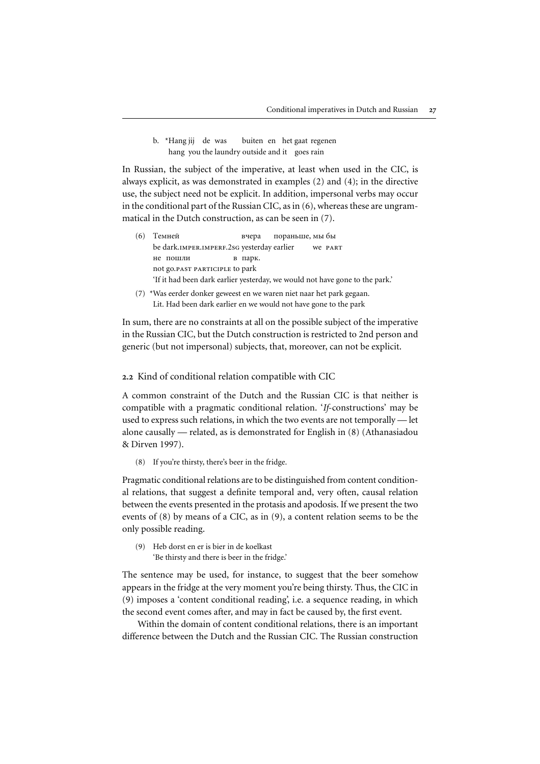b. *Hang jij de was buiten en het gaat regenen
hang you the laundry outside and it goes rain

In Russian, the subject of the imperative, at least when used in the CIC, is always explicit, as was demonstrated in examples (2) and (4); in the directive use, the subject need not be explicit. In addition, impersonal verbs may occur in the conditional part of the Russian CIC, as in (6), whereas these are ungrammatical in the Dutch construction, as can be seen in (7).

(6) Темней вчера пораньше, мы бы
be dark.IMPER.IMPERF.2SG yesterday earlier we PART
не пошли в парк.
not go.PAST PARTICIPLE to park
'If it had been dark earlier yesterday, we would not have gone to the park.'

(7) *Was eerder donker geweest en we waren niet naar het park gegaan.
Lit. Had been dark earlier en we would not have gone to the park

In sum, there are no constraints at all on the possible subject of the imperative in the Russian CIC, but the Dutch construction is restricted to 2nd person and generic (but not impersonal) subjects, that, moreover, can not be explicit.

## 2.2 Kind of conditional relation compatible with CIC

A common constraint of the Dutch and the Russian CIC is that neither is compatible with a pragmatic conditional relation. '*If*-constructions' may be used to express such relations, in which the two events are not temporally — let alone causally — related, as is demonstrated for English in (8) (Athanasiadou & Dirven 1997).

(8) If you're thirsty, there's beer in the fridge.

Pragmatic conditional relations are to be distinguished from content conditional relations, that suggest a definite temporal and, very often, causal relation between the events presented in the protasis and apodosis. If we present the two events of (8) by means of a CIC, as in (9), a content relation seems to be the only possible reading.

(9) Heb dorst en er is bier in de koelkast
'Be thirsty and there is beer in the fridge.'

The sentence may be used, for instance, to suggest that the beer somehow appears in the fridge at the very moment you're being thirsty. Thus, the CIC in (9) imposes a 'content conditional reading', i.e. a sequence reading, in which the second event comes after, and may in fact be caused by, the first event.

Within the domain of content conditional relations, there is an important difference between the Dutch and the Russian CIC. The Russian construction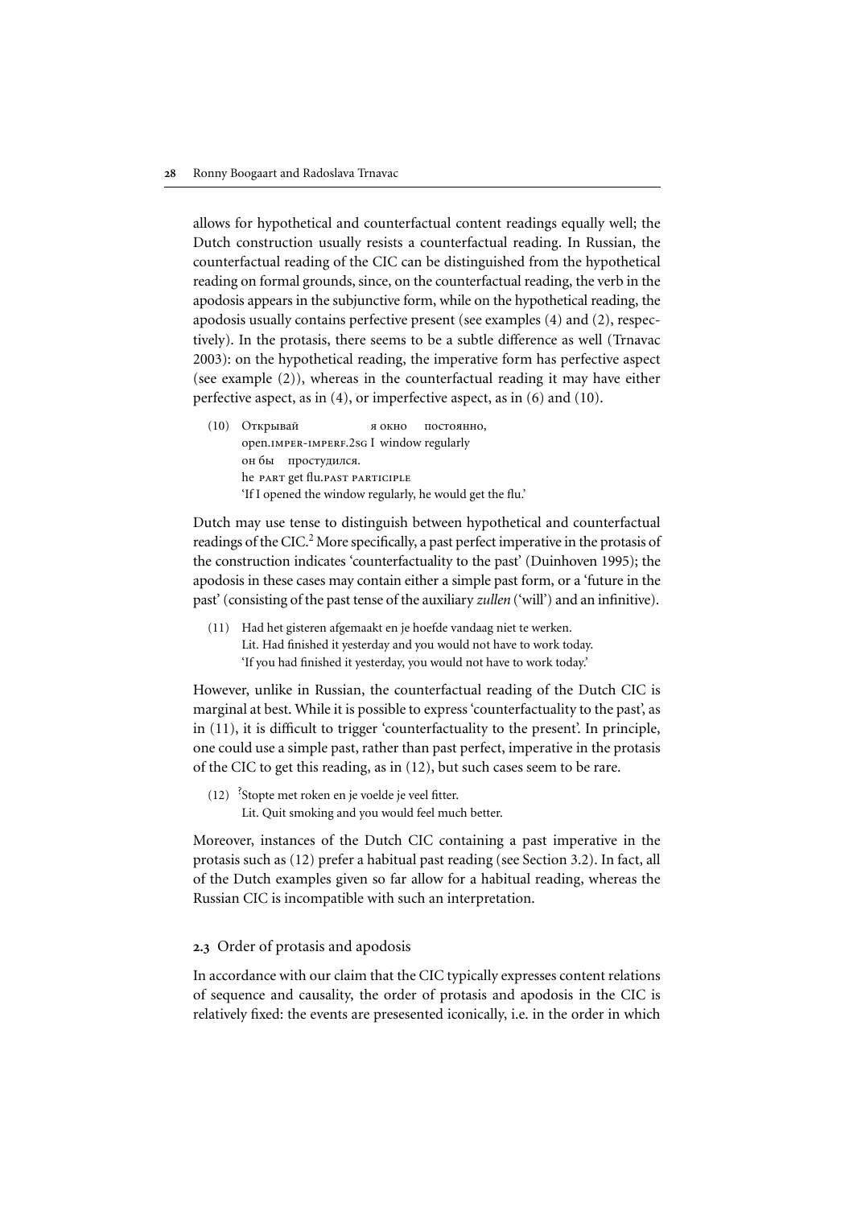allows for hypothetical and counterfactual content readings equally well; the Dutch construction usually resists a counterfactual reading. In Russian, the counterfactual reading of the CIC can be distinguished from the hypothetical reading on formal grounds, since, on the counterfactual reading, the verb in the apodosis appears in the subjunctive form, while on the hypothetical reading, the apodosis usually contains perfective present (see examples (4) and (2), respectively). In the protasis, there seems to be a subtle difference as well (Trnavac 2003): on the hypothetical reading, the imperative form has perfective aspect (see example (2)), whereas in the counterfactual reading it may have either perfective aspect, as in (4), or imperfective aspect, as in (6) and (10).

(10) Открывай я окно постоянно,
open.IMPER-IMPERF.2SG I window regularly
он бы простудился.
he PART get flu.PAST PARTICIPLE
'If I opened the window regularly, he would get the flu.'

Dutch may use tense to distinguish between hypothetical and counterfactual readings of the CIC.[2] More specifically, a past perfect imperative in the protasis of the construction indicates 'counterfactuality to the past' (Duinhoven 1995); the apodosis in these cases may contain either a simple past form, or a 'future in the past' (consisting of the past tense of the auxiliary *zullen* ('will') and an infinitive).

(11) Had het gisteren afgemaakt en je hoefde vandaag niet te werken.
Lit. Had finished it yesterday and you would not have to work today.
'If you had finished it yesterday, you would not have to work today.'

However, unlike in Russian, the counterfactual reading of the Dutch CIC is marginal at best. While it is possible to express 'counterfactuality to the past', as in (11), it is difficult to trigger 'counterfactuality to the present'. In principle, one could use a simple past, rather than past perfect, imperative in the protasis of the CIC to get this reading, as in (12), but such cases seem to be rare.

(12) ?Stopte met roken en je voelde je veel fitter.
Lit. Quit smoking and you would feel much better.

Moreover, instances of the Dutch CIC containing a past imperative in the protasis such as (12) prefer a habitual past reading (see Section 3.2). In fact, all of the Dutch examples given so far allow for a habitual reading, whereas the Russian CIC is incompatible with such an interpretation.

## 2.3 Order of protasis and apodosis

In accordance with our claim that the CIC typically expresses content relations of sequence and causality, the order of protasis and apodosis in the CIC is relatively fixed: the events are presesented iconically, i.e. in the order in which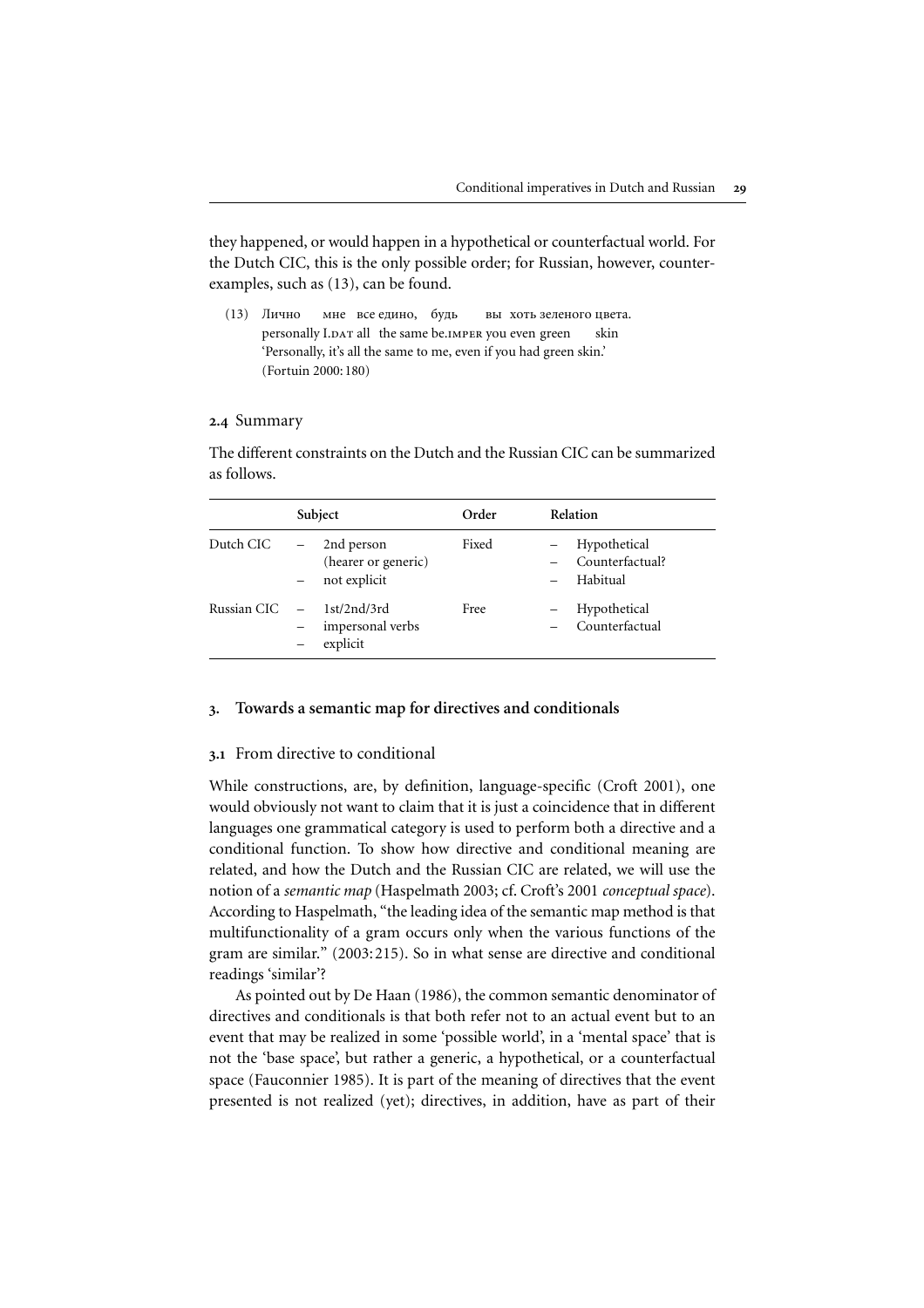they happened, or would happen in a hypothetical or counterfactual world. For the Dutch CIC, this is the only possible order; for Russian, however, counterexamples, such as (13), can be found.

(13) Лично мне все едино, будь вы хоть зеленого цвета.
personally I.DAT all the same be.IMPER you even green skin
'Personally, it's all the same to me, even if you had green skin.'
(Fortuin 2000: 180)

### 2.4 Summary

The different constraints on the Dutch and the Russian CIC can be summarized as follows.

| | Subject | Order | Relation |
|---|---|---|---|
| Dutch CIC | – 2nd person (hearer or generic)<br>– not explicit | Fixed | – Hypothetical<br>– Counterfactual?<br>– Habitual |
| Russian CIC | – 1st/2nd/3rd<br>– impersonal verbs<br>– explicit | Free | – Hypothetical<br>– Counterfactual |

## 3. Towards a semantic map for directives and conditionals

### 3.1 From directive to conditional

While constructions, are, by definition, language-specific (Croft 2001), one would obviously not want to claim that it is just a coincidence that in different languages one grammatical category is used to perform both a directive and a conditional function. To show how directive and conditional meaning are related, and how the Dutch and the Russian CIC are related, we will use the notion of a *semantic map* (Haspelmath 2003; cf. Croft's 2001 *conceptual space*). According to Haspelmath, "the leading idea of the semantic map method is that multifunctionality of a gram occurs only when the various functions of the gram are similar." (2003: 215). So in what sense are directive and conditional readings 'similar'?

As pointed out by De Haan (1986), the common semantic denominator of directives and conditionals is that both refer not to an actual event but to an event that may be realized in some 'possible world', in a 'mental space' that is not the 'base space', but rather a generic, a hypothetical, or a counterfactual space (Fauconnier 1985). It is part of the meaning of directives that the event presented is not realized (yet); directives, in addition, have as part of their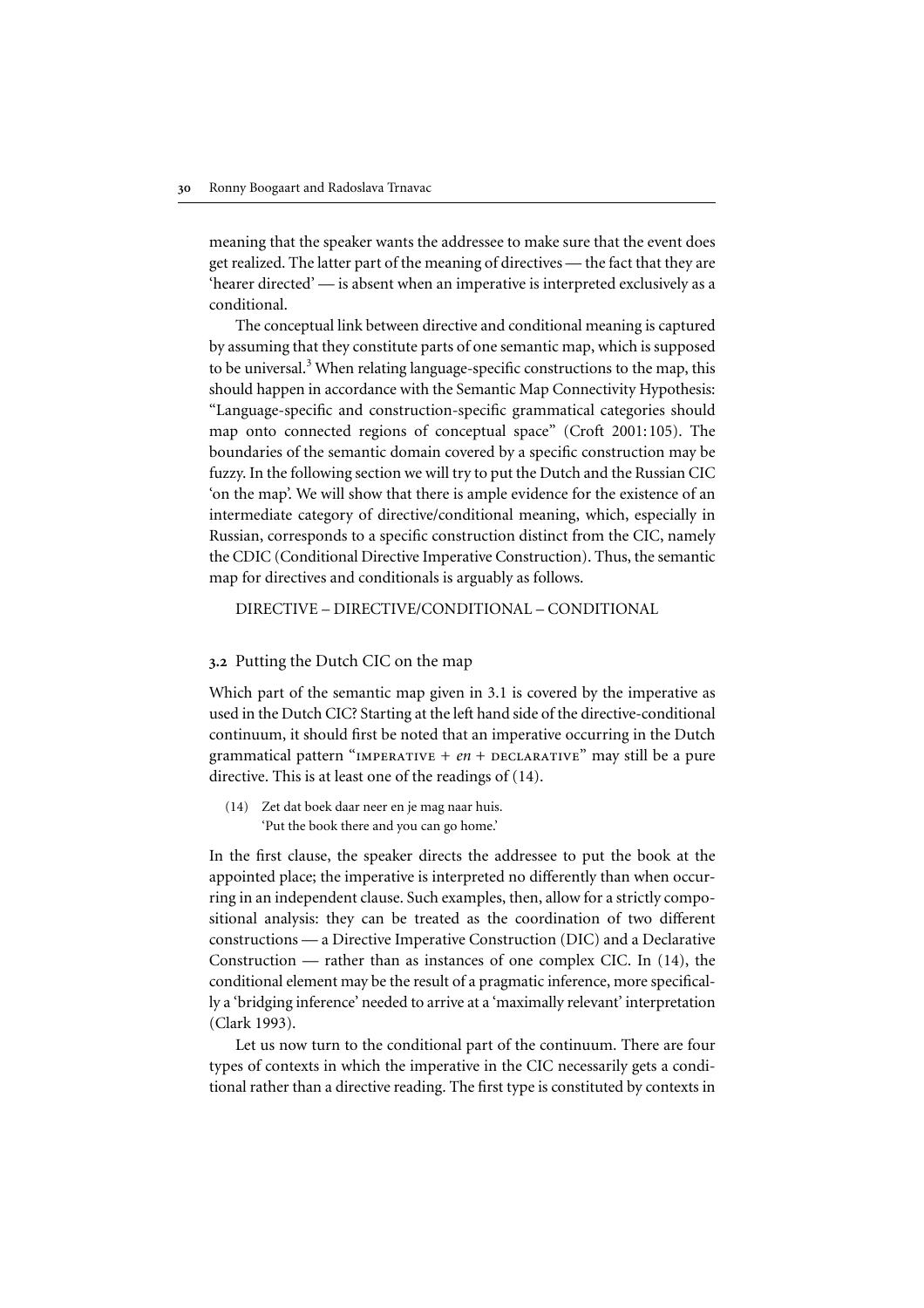meaning that the speaker wants the addressee to make sure that the event does get realized. The latter part of the meaning of directives — the fact that they are 'hearer directed' — is absent when an imperative is interpreted exclusively as a conditional.

The conceptual link between directive and conditional meaning is captured by assuming that they constitute parts of one semantic map, which is supposed to be universal.[3] When relating language-specific constructions to the map, this should happen in accordance with the Semantic Map Connectivity Hypothesis: "Language-specific and construction-specific grammatical categories should map onto connected regions of conceptual space" (Croft 2001:105). The boundaries of the semantic domain covered by a specific construction may be fuzzy. In the following section we will try to put the Dutch and the Russian CIC 'on the map'. We will show that there is ample evidence for the existence of an intermediate category of directive/conditional meaning, which, especially in Russian, corresponds to a specific construction distinct from the CIC, namely the CDIC (Conditional Directive Imperative Construction). Thus, the semantic map for directives and conditionals is arguably as follows.

DIRECTIVE – DIRECTIVE/CONDITIONAL – CONDITIONAL

### 3.2 Putting the Dutch CIC on the map

Which part of the semantic map given in 3.1 is covered by the imperative as used in the Dutch CIC? Starting at the left hand side of the directive-conditional continuum, it should first be noted that an imperative occurring in the Dutch grammatical pattern "IMPERATIVE + *en* + DECLARATIVE" may still be a pure directive. This is at least one of the readings of (14).

(14) Zet dat boek daar neer en je mag naar huis.
'Put the book there and you can go home.'

In the first clause, the speaker directs the addressee to put the book at the appointed place; the imperative is interpreted no differently than when occurring in an independent clause. Such examples, then, allow for a strictly compositional analysis: they can be treated as the coordination of two different constructions — a Directive Imperative Construction (DIC) and a Declarative Construction — rather than as instances of one complex CIC. In (14), the conditional element may be the result of a pragmatic inference, more specifically a 'bridging inference' needed to arrive at a 'maximally relevant' interpretation (Clark 1993).

Let us now turn to the conditional part of the continuum. There are four types of contexts in which the imperative in the CIC necessarily gets a conditional rather than a directive reading. The first type is constituted by contexts in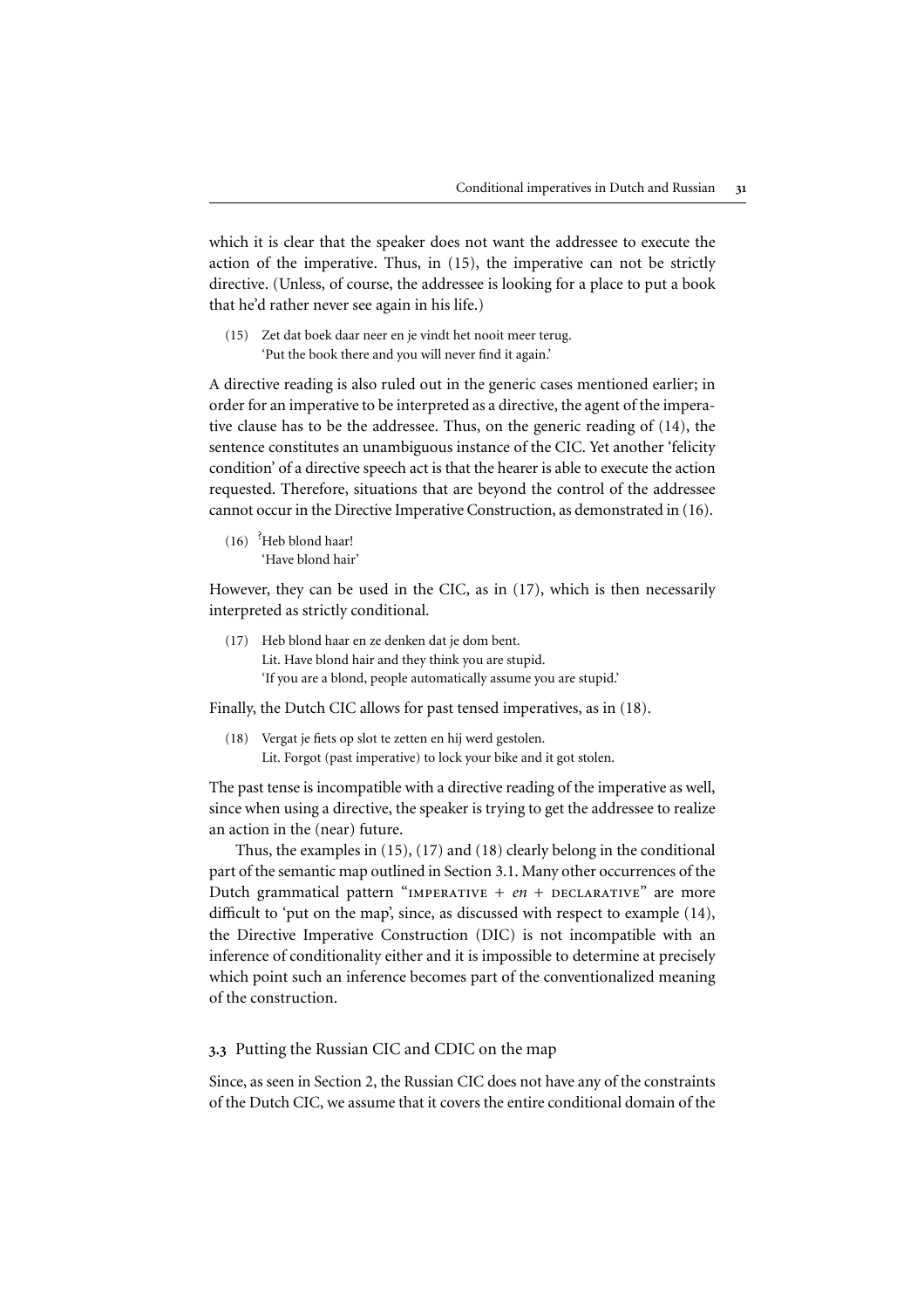which it is clear that the speaker does not want the addressee to execute the action of the imperative. Thus, in (15), the imperative can not be strictly directive. (Unless, of course, the addressee is looking for a place to put a book that he'd rather never see again in his life.)

(15) Zet dat boek daar neer en je vindt het nooit meer terug.
'Put the book there and you will never find it again.'

A directive reading is also ruled out in the generic cases mentioned earlier; in order for an imperative to be interpreted as a directive, the agent of the imperative clause has to be the addressee. Thus, on the generic reading of (14), the sentence constitutes an unambiguous instance of the CIC. Yet another 'felicity condition' of a directive speech act is that the hearer is able to execute the action requested. Therefore, situations that are beyond the control of the addressee cannot occur in the Directive Imperative Construction, as demonstrated in (16).

(16) ?Heb blond haar!
'Have blond hair'

However, they can be used in the CIC, as in (17), which is then necessarily interpreted as strictly conditional.

(17) Heb blond haar en ze denken dat je dom bent.
Lit. Have blond hair and they think you are stupid.
'If you are a blond, people automatically assume you are stupid.'

Finally, the Dutch CIC allows for past tensed imperatives, as in (18).

(18) Vergat je fiets op slot te zetten en hij werd gestolen.
Lit. Forgot (past imperative) to lock your bike and it got stolen.

The past tense is incompatible with a directive reading of the imperative as well, since when using a directive, the speaker is trying to get the addressee to realize an action in the (near) future.

Thus, the examples in (15), (17) and (18) clearly belong in the conditional part of the semantic map outlined in Section 3.1. Many other occurrences of the Dutch grammatical pattern "IMPERATIVE + *en* + DECLARATIVE" are more difficult to 'put on the map', since, as discussed with respect to example (14), the Directive Imperative Construction (DIC) is not incompatible with an inference of conditionality either and it is impossible to determine at precisely which point such an inference becomes part of the conventionalized meaning of the construction.

### 3.3 Putting the Russian CIC and CDIC on the map

Since, as seen in Section 2, the Russian CIC does not have any of the constraints of the Dutch CIC, we assume that it covers the entire conditional domain of the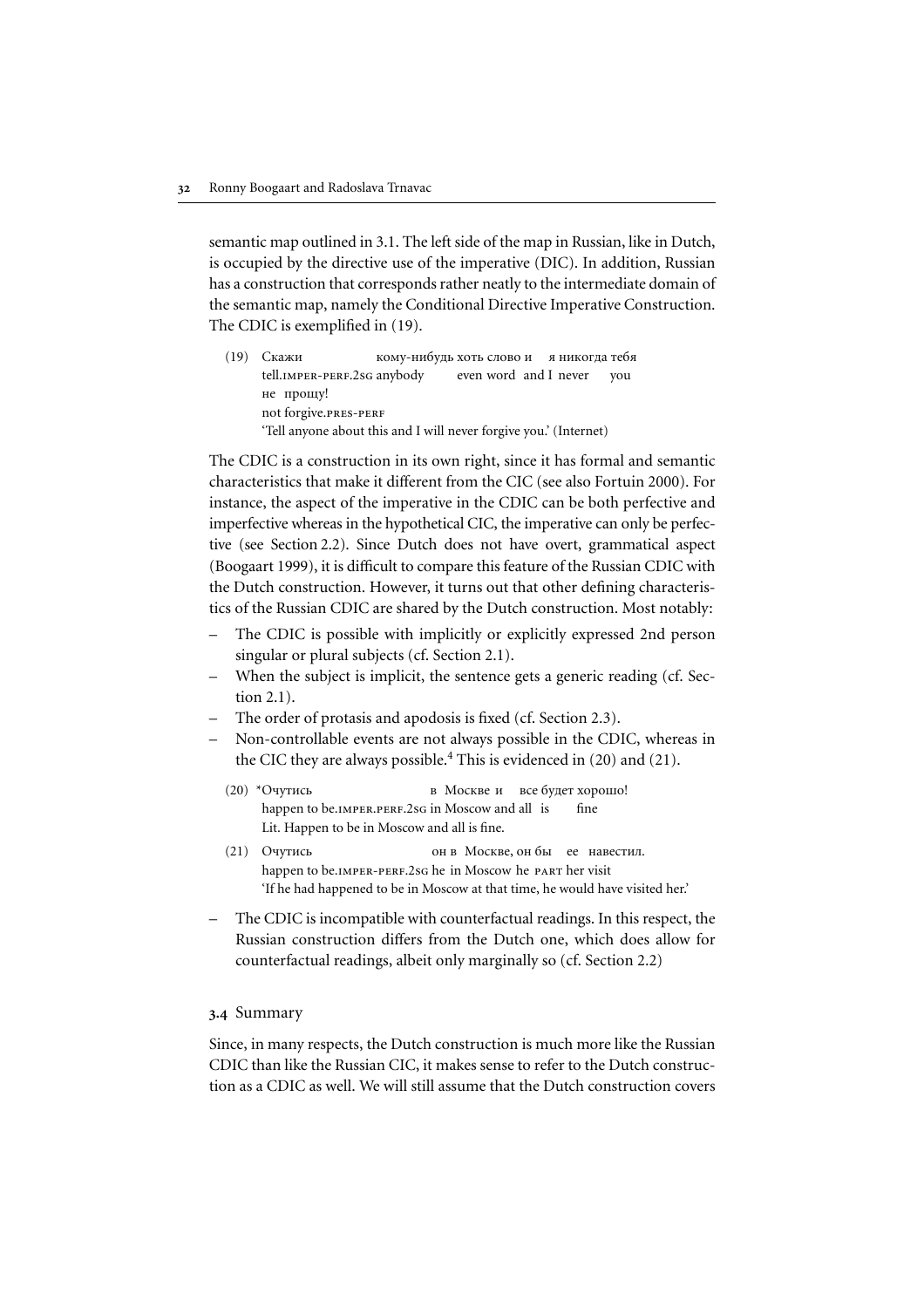semantic map outlined in 3.1. The left side of the map in Russian, like in Dutch, is occupied by the directive use of the imperative (DIC). In addition, Russian has a construction that corresponds rather neatly to the intermediate domain of the semantic map, namely the Conditional Directive Imperative Construction. The CDIC is exemplified in (19).

(19) Скажи кому-нибудь хоть слово и я никогда тебя
tell.IMPER-PERF.2SG anybody even word and I never you
не прощу!
not forgive.PRES-PERF
'Tell anyone about this and I will never forgive you.' (Internet)

The CDIC is a construction in its own right, since it has formal and semantic characteristics that make it different from the CIC (see also Fortuin 2000). For instance, the aspect of the imperative in the CDIC can be both perfective and imperfective whereas in the hypothetical CIC, the imperative can only be perfective (see Section 2.2). Since Dutch does not have overt, grammatical aspect (Boogaart 1999), it is difficult to compare this feature of the Russian CDIC with the Dutch construction. However, it turns out that other defining characteristics of the Russian CDIC are shared by the Dutch construction. Most notably:

– The CDIC is possible with implicitly or explicitly expressed 2nd person singular or plural subjects (cf. Section 2.1).
– When the subject is implicit, the sentence gets a generic reading (cf. Section 2.1).
– The order of protasis and apodosis is fixed (cf. Section 2.3).
– Non-controllable events are not always possible in the CDIC, whereas in the CIC they are always possible.[4] This is evidenced in (20) and (21).

(20) *Очутись в Москве и все будет хорошо!
happen to be.IMPER.PERF.2SG in Moscow and all is fine
Lit. Happen to be in Moscow and all is fine.

(21) Очутись он в Москве, он бы ее навестил.
happen to be.IMPER-PERF.2SG he in Moscow he PART her visit
'If he had happened to be in Moscow at that time, he would have visited her.'

– The CDIC is incompatible with counterfactual readings. In this respect, the Russian construction differs from the Dutch one, which does allow for counterfactual readings, albeit only marginally so (cf. Section 2.2)

### 3.4 Summary

Since, in many respects, the Dutch construction is much more like the Russian CDIC than like the Russian CIC, it makes sense to refer to the Dutch construction as a CDIC as well. We will still assume that the Dutch construction covers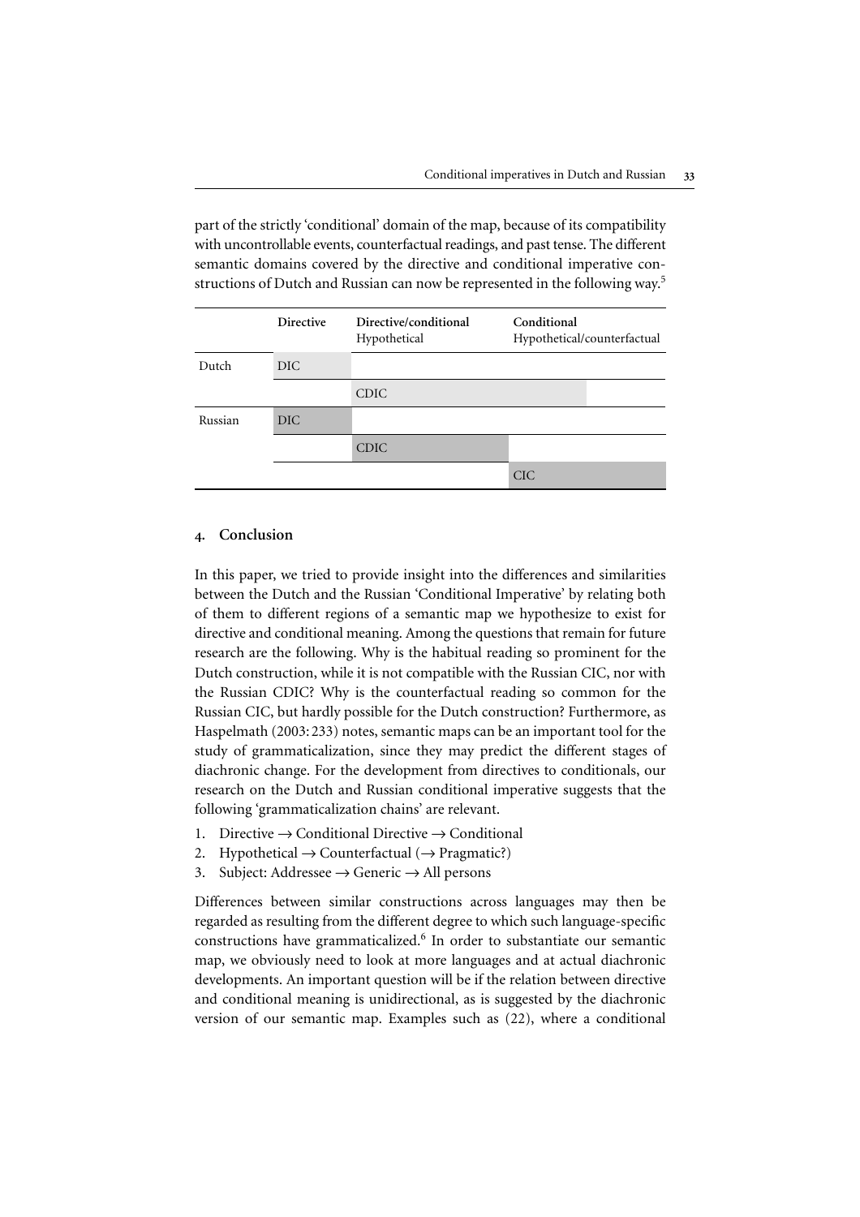part of the strictly 'conditional' domain of the map, because of its compatibility with uncontrollable events, counterfactual readings, and past tense. The different semantic domains covered by the directive and conditional imperative constructions of Dutch and Russian can now be represented in the following way.[5]

| | Directive | Directive/conditional Hypothetical | Conditional Hypothetical/counterfactual |
|---|---|---|---|
| Dutch | DIC | | |
| | | CDIC | |
| Russian | DIC | | |
| | | CDIC | |
| | | | CIC |

## 4. Conclusion

In this paper, we tried to provide insight into the differences and similarities between the Dutch and the Russian 'Conditional Imperative' by relating both of them to different regions of a semantic map we hypothesize to exist for directive and conditional meaning. Among the questions that remain for future research are the following. Why is the habitual reading so prominent for the Dutch construction, while it is not compatible with the Russian CIC, nor with the Russian CDIC? Why is the counterfactual reading so common for the Russian CIC, but hardly possible for the Dutch construction? Furthermore, as Haspelmath (2003: 233) notes, semantic maps can be an important tool for the study of grammaticalization, since they may predict the different stages of diachronic change. For the development from directives to conditionals, our research on the Dutch and Russian conditional imperative suggests that the following 'grammaticalization chains' are relevant.

1. Directive → Conditional Directive → Conditional
2. Hypothetical → Counterfactual (→ Pragmatic?)
3. Subject: Addressee → Generic → All persons

Differences between similar constructions across languages may then be regarded as resulting from the different degree to which such language-specific constructions have grammaticalized.[6] In order to substantiate our semantic map, we obviously need to look at more languages and at actual diachronic developments. An important question will be if the relation between directive and conditional meaning is unidirectional, as is suggested by the diachronic version of our semantic map. Examples such as (22), where a conditional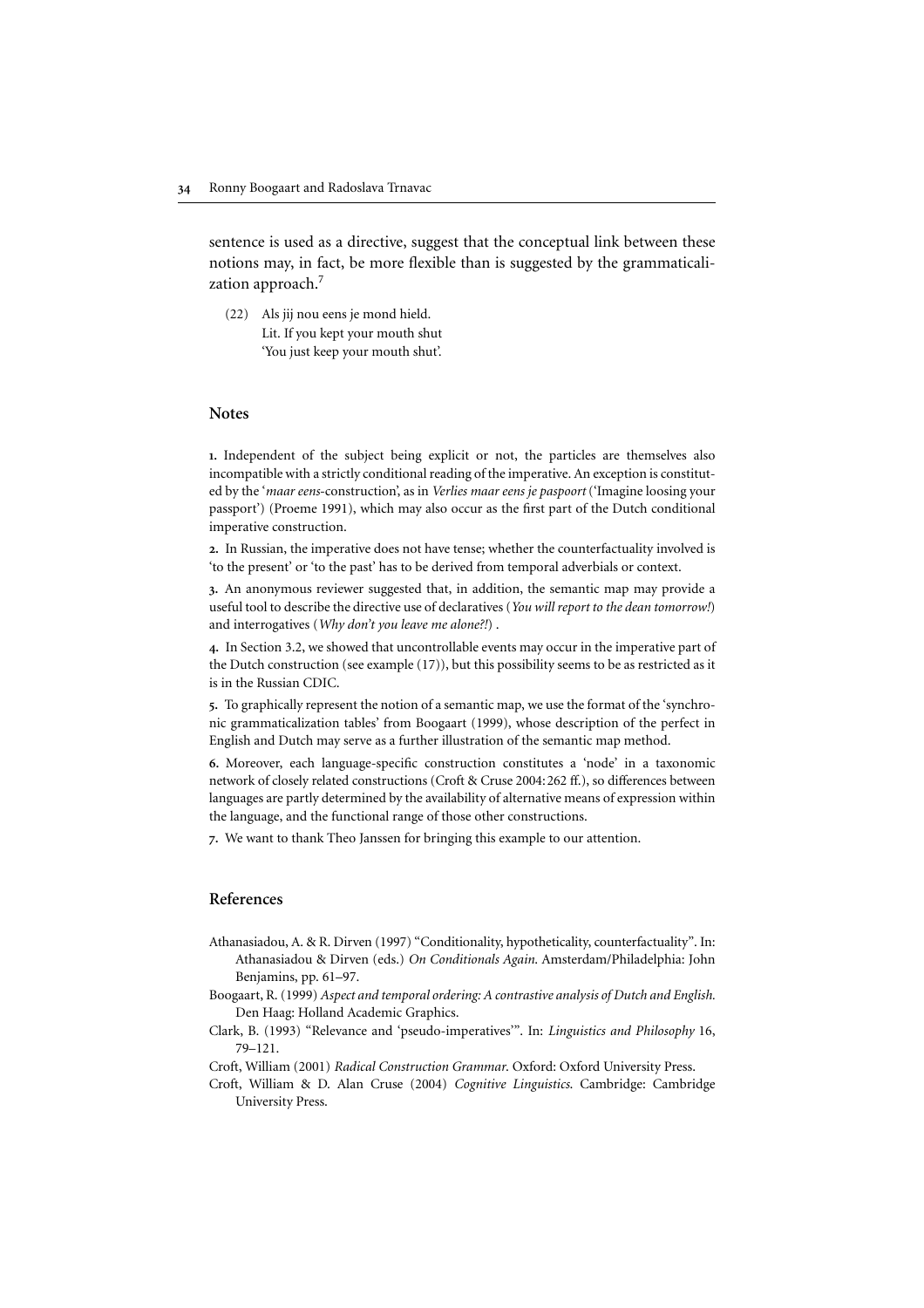sentence is used as a directive, suggest that the conceptual link between these notions may, in fact, be more flexible than is suggested by the grammaticalization approach.[7]

(22) Als jij nou eens je mond hield.
Lit. If you kept your mouth shut
'You just keep your mouth shut'.

## Notes

**1.** Independent of the subject being explicit or not, the particles are themselves also incompatible with a strictly conditional reading of the imperative. An exception is constituted by the '*maar eens*-construction', as in *Verlies maar eens je paspoort* ('Imagine loosing your passport') (Proeme 1991), which may also occur as the first part of the Dutch conditional imperative construction.

**2.** In Russian, the imperative does not have tense; whether the counterfactuality involved is 'to the present' or 'to the past' has to be derived from temporal adverbials or context.

**3.** An anonymous reviewer suggested that, in addition, the semantic map may provide a useful tool to describe the directive use of declaratives (*You will report to the dean tomorrow!*) and interrogatives (*Why don't you leave me alone?!*) .

**4.** In Section 3.2, we showed that uncontrollable events may occur in the imperative part of the Dutch construction (see example (17)), but this possibility seems to be as restricted as it is in the Russian CDIC.

**5.** To graphically represent the notion of a semantic map, we use the format of the 'synchronic grammaticalization tables' from Boogaart (1999), whose description of the perfect in English and Dutch may serve as a further illustration of the semantic map method.

**6.** Moreover, each language-specific construction constitutes a 'node' in a taxonomic network of closely related constructions (Croft & Cruse 2004: 262 ff.), so differences between languages are partly determined by the availability of alternative means of expression within the language, and the functional range of those other constructions.

**7.** We want to thank Theo Janssen for bringing this example to our attention.

## References

Athanasiadou, A. & R. Dirven (1997) "Conditionality, hypotheticality, counterfactuality". In: Athanasiadou & Dirven (eds.) *On Conditionals Again*. Amsterdam/Philadelphia: John Benjamins, pp. 61–97.

Boogaart, R. (1999) *Aspect and temporal ordering: A contrastive analysis of Dutch and English.* Den Haag: Holland Academic Graphics.

Clark, B. (1993) "Relevance and 'pseudo-imperatives'". In: *Linguistics and Philosophy* 16, 79–121.

Croft, William (2001) *Radical Construction Grammar*. Oxford: Oxford University Press.

Croft, William & D. Alan Cruse (2004) *Cognitive Linguistics*. Cambridge: Cambridge University Press.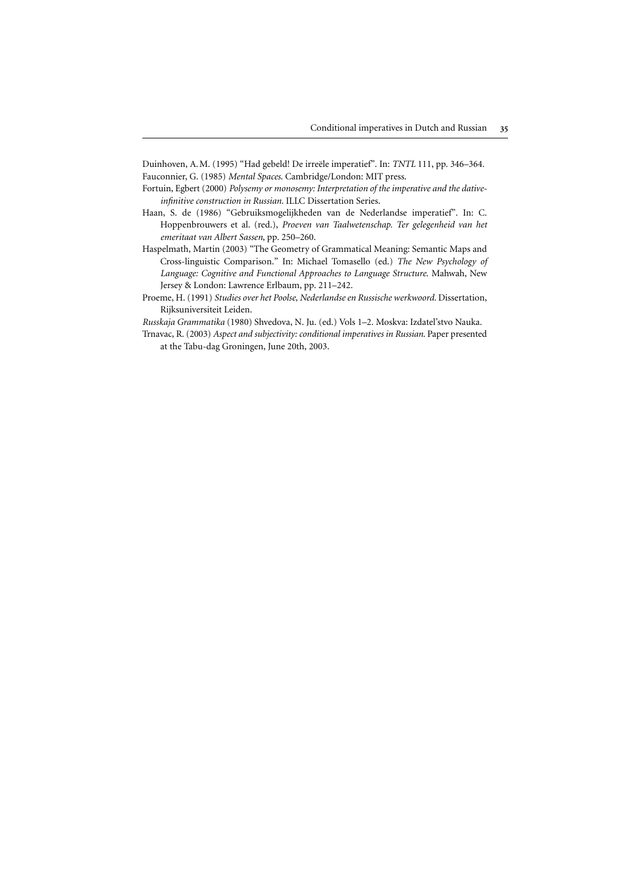Duinhoven, A. M. (1995) "Had gebeld! De irreële imperatief". In: *TNTL* 111, pp. 346–364.

Fauconnier, G. (1985) *Mental Spaces*. Cambridge/London: MIT press.

Fortuin, Egbert (2000) *Polysemy or monosemy: Interpretation of the imperative and the dative-infinitive construction in Russian.* ILLC Dissertation Series.

Haan, S. de (1986) "Gebruiksmogelijkheden van de Nederlandse imperatief". In: C. Hoppenbrouwers et al. (red.), *Proeven van Taalwetenschap. Ter gelegenheid van het emeritaat van Albert Sassen*, pp. 250–260.

Haspelmath, Martin (2003) "The Geometry of Grammatical Meaning: Semantic Maps and Cross-linguistic Comparison." In: Michael Tomasello (ed.) *The New Psychology of Language: Cognitive and Functional Approaches to Language Structure*. Mahwah, New Jersey & London: Lawrence Erlbaum, pp. 211–242.

Proeme, H. (1991) *Studies over het Poolse, Nederlandse en Russische werkwoord.* Dissertation, Rijksuniversiteit Leiden.

*Russkaja Grammatika* (1980) Shvedova, N. Ju. (ed.) Vols 1–2. Moskva: Izdatel'stvo Nauka.

Trnavac, R. (2003) *Aspect and subjectivity: conditional imperatives in Russian*. Paper presented at the Tabu-dag Groningen, June 20th, 2003.